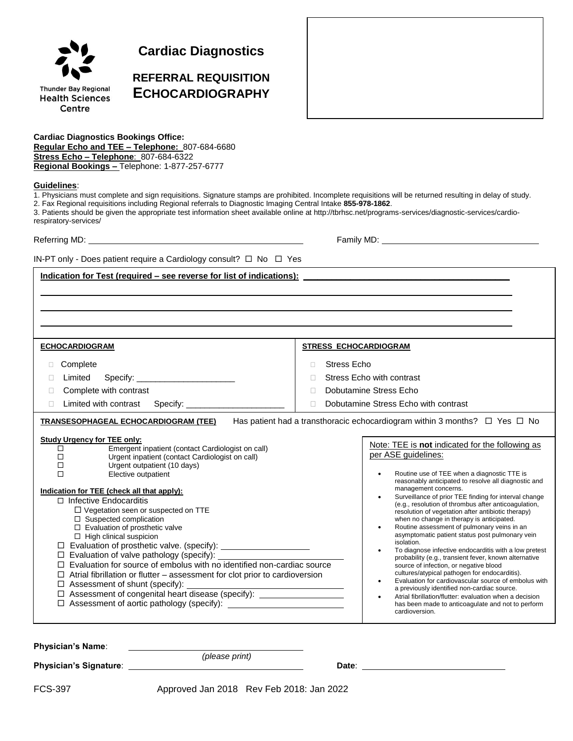Thunder Bay Regional Health Sciences Centre

# Cardiac Diagnostics

## REFERRAL REQUISITION ECHOCARDIOGRAPHY

**Cardiac Diagnostics Bookings Office:**
**Regular Echo and TEE – Telephone:** 807-684-6680
**Stress Echo – Telephone**: 807-684-6322
**Regional Bookings –** Telephone: 1-877-257-6777

**Guidelines**:

1. Physicians must complete and sign requisitions. Signature stamps are prohibited. Incomplete requisitions will be returned resulting in delay of study.
2. Fax Regional requisitions including Regional referrals to Diagnostic Imaging Central Intake **855-978-1862**.
3. Patients should be given the appropriate test information sheet available online at http://tbrhsc.net/programs-services/diagnostic-services/cardio-respiratory-services/

Referring MD: ______________________ Family MD: ______________________

IN-PT only - Does patient require a Cardiology consult? ☐ No ☐ Yes

**Indication for Test (required – see reverse for list of indications):** ______________________

______________________

______________________

______________________

| **ECHOCARDIOGRAM** | **STRESS ECHOCARDIOGRAM** |
|---|---|
| ☐ Complete | ☐ Stress Echo |
| ☐ Limited Specify: ____________________ | ☐ Stress Echo with contrast |
| ☐ Complete with contrast | ☐ Dobutamine Stress Echo |
| ☐ Limited with contrast Specify: ____________________ | ☐ Dobutamine Stress Echo with contrast |

**TRANSESOPHAGEAL ECHOCARDIOGRAM (TEE)** Has patient had a transthoracic echocardiogram within 3 months? ☐ Yes ☐ No

**Study Urgency for TEE only:**

- ☐ Emergent inpatient (contact Cardiologist on call)
- ☐ Urgent inpatient (contact Cardiologist on call)
- ☐ Urgent outpatient (10 days)
- ☐ Elective outpatient

**Indication for TEE (check all that apply):**

- ☐ Infective Endocarditis
  - ☐ Vegetation seen or suspected on TTE
  - ☐ Suspected complication
  - ☐ Evaluation of prosthetic valve
  - ☐ High clinical suspicion
- ☐ Evaluation of prosthetic valve. (specify): ____________________
- ☐ Evaluation of valve pathology (specify): ____________________
- ☐ Evaluation for source of embolus with no identified non-cardiac source
- ☐ Atrial fibrillation or flutter – assessment for clot prior to cardioversion
- ☐ Assessment of shunt (specify): ____________________
- ☐ Assessment of congenital heart disease (specify): ____________________
- ☐ Assessment of aortic pathology (specify): ____________________

Note: TEE is **not** indicated for the following as per ASE guidelines:

- Routine use of TEE when a diagnostic TTE is reasonably anticipated to resolve all diagnostic and management concerns.
- Surveillance of prior TEE finding for interval change (e.g., resolution of thrombus after anticoagulation, resolution of vegetation after antibiotic therapy) when no change in therapy is anticipated.
- Routine assessment of pulmonary veins in an asymptomatic patient status post pulmonary vein isolation.
- To diagnose infective endocarditis with a low pretest probability (e.g., transient fever, known alternative source of infection, or negative blood cultures/atypical pathogen for endocarditis).
- Evaluation for cardiovascular source of embolus with a previously identified non-cardiac source.
- Atrial fibrillation/flutter: evaluation when a decision has been made to anticoagulate and not to perform cardioversion.

**Physician's Name**: ______________________ *(please print)*

**Physician's Signature**: ______________________ **Date**: ______________________

FCS-397 Approved Jan 2018 Rev Feb 2018: Jan 2022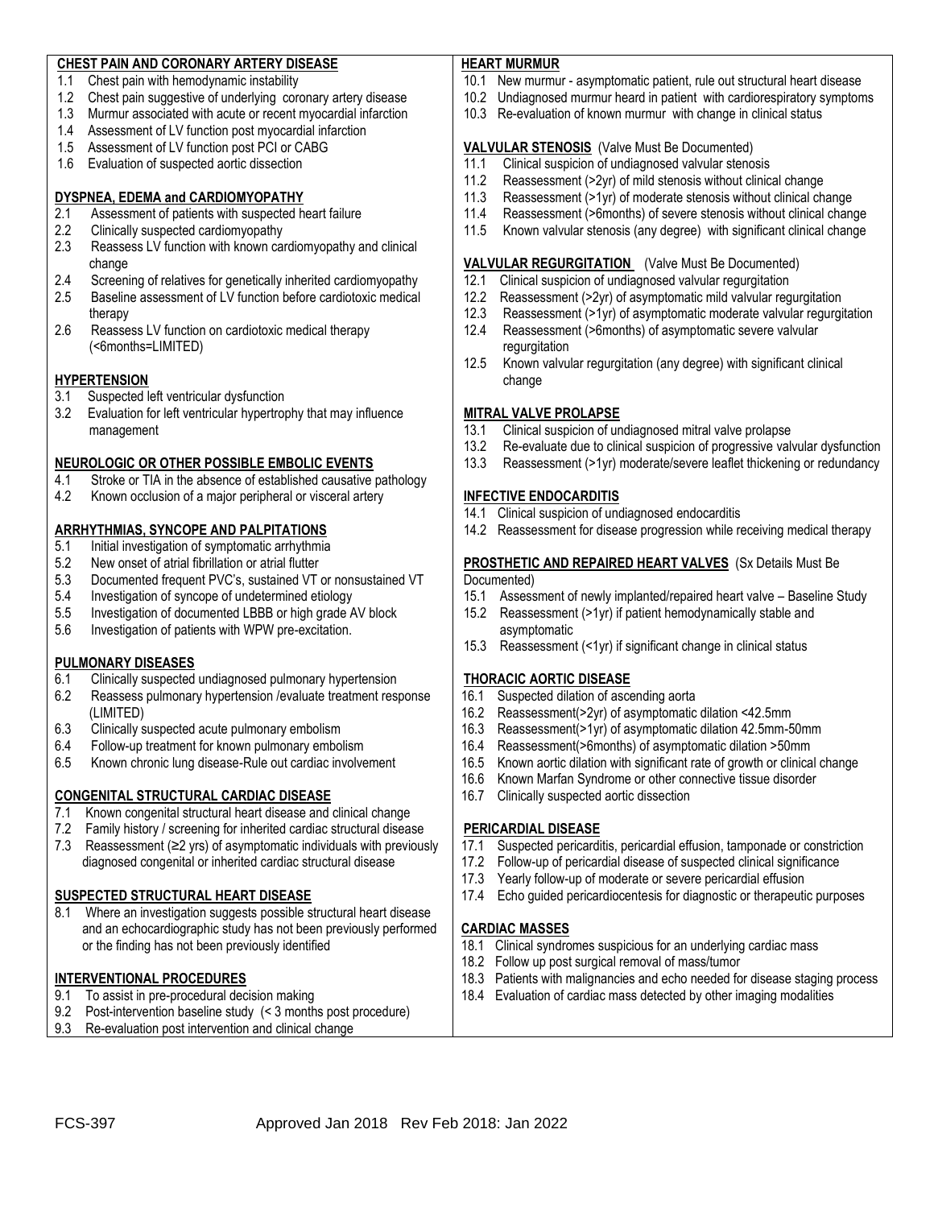## CHEST PAIN AND CORONARY ARTERY DISEASE

1.1 Chest pain with hemodynamic instability
1.2 Chest pain suggestive of underlying coronary artery disease
1.3 Murmur associated with acute or recent myocardial infarction
1.4 Assessment of LV function post myocardial infarction
1.5 Assessment of LV function post PCI or CABG
1.6 Evaluation of suspected aortic dissection

## DYSPNEA, EDEMA and CARDIOMYOPATHY

2.1 Assessment of patients with suspected heart failure
2.2 Clinically suspected cardiomyopathy
2.3 Reassess LV function with known cardiomyopathy and clinical change
2.4 Screening of relatives for genetically inherited cardiomyopathy
2.5 Baseline assessment of LV function before cardiotoxic medical therapy
2.6 Reassess LV function on cardiotoxic medical therapy (<6months=LIMITED)

## HYPERTENSION

3.1 Suspected left ventricular dysfunction
3.2 Evaluation for left ventricular hypertrophy that may influence management

## NEUROLOGIC OR OTHER POSSIBLE EMBOLIC EVENTS

4.1 Stroke or TIA in the absence of established causative pathology
4.2 Known occlusion of a major peripheral or visceral artery

## ARRHYTHMIAS, SYNCOPE AND PALPITATIONS

5.1 Initial investigation of symptomatic arrhythmia
5.2 New onset of atrial fibrillation or atrial flutter
5.3 Documented frequent PVC's, sustained VT or nonsustained VT
5.4 Investigation of syncope of undetermined etiology
5.5 Investigation of documented LBBB or high grade AV block
5.6 Investigation of patients with WPW pre-excitation.

## PULMONARY DISEASES

6.1 Clinically suspected undiagnosed pulmonary hypertension
6.2 Reassess pulmonary hypertension /evaluate treatment response (LIMITED)
6.3 Clinically suspected acute pulmonary embolism
6.4 Follow-up treatment for known pulmonary embolism
6.5 Known chronic lung disease-Rule out cardiac involvement

## CONGENITAL STRUCTURAL CARDIAC DISEASE

7.1 Known congenital structural heart disease and clinical change
7.2 Family history / screening for inherited cardiac structural disease
7.3 Reassessment (≥2 yrs) of asymptomatic individuals with previously diagnosed congenital or inherited cardiac structural disease

## SUSPECTED STRUCTURAL HEART DISEASE

8.1 Where an investigation suggests possible structural heart disease and an echocardiographic study has not been previously performed or the finding has not been previously identified

## INTERVENTIONAL PROCEDURES

9.1 To assist in pre-procedural decision making
9.2 Post-intervention baseline study (< 3 months post procedure)
9.3 Re-evaluation post intervention and clinical change

## HEART MURMUR

10.1 New murmur - asymptomatic patient, rule out structural heart disease
10.2 Undiagnosed murmur heard in patient with cardiorespiratory symptoms
10.3 Re-evaluation of known murmur with change in clinical status

## VALVULAR STENOSIS (Valve Must Be Documented)

11.1 Clinical suspicion of undiagnosed valvular stenosis
11.2 Reassessment (>2yr) of mild stenosis without clinical change
11.3 Reassessment (>1yr) of moderate stenosis without clinical change
11.4 Reassessment (>6months) of severe stenosis without clinical change
11.5 Known valvular stenosis (any degree) with significant clinical change

## VALVULAR REGURGITATION (Valve Must Be Documented)

12.1 Clinical suspicion of undiagnosed valvular regurgitation
12.2 Reassessment (>2yr) of asymptomatic mild valvular regurgitation
12.3 Reassessment (>1yr) of asymptomatic moderate valvular regurgitation
12.4 Reassessment (>6months) of asymptomatic severe valvular regurgitation
12.5 Known valvular regurgitation (any degree) with significant clinical change

## MITRAL VALVE PROLAPSE

13.1 Clinical suspicion of undiagnosed mitral valve prolapse
13.2 Re-evaluate due to clinical suspicion of progressive valvular dysfunction
13.3 Reassessment (>1yr) moderate/severe leaflet thickening or redundancy

## INFECTIVE ENDOCARDITIS

14.1 Clinical suspicion of undiagnosed endocarditis
14.2 Reassessment for disease progression while receiving medical therapy

## PROSTHETIC AND REPAIRED HEART VALVES (Sx Details Must Be Documented)

15.1 Assessment of newly implanted/repaired heart valve – Baseline Study
15.2 Reassessment (>1yr) if patient hemodynamically stable and asymptomatic
15.3 Reassessment (<1yr) if significant change in clinical status

## THORACIC AORTIC DISEASE

16.1 Suspected dilation of ascending aorta
16.2 Reassessment(>2yr) of asymptomatic dilation <42.5mm
16.3 Reassessment(>1yr) of asymptomatic dilation 42.5mm-50mm
16.4 Reassessment(>6months) of asymptomatic dilation >50mm
16.5 Known aortic dilation with significant rate of growth or clinical change
16.6 Known Marfan Syndrome or other connective tissue disorder
16.7 Clinically suspected aortic dissection

## PERICARDIAL DISEASE

17.1 Suspected pericarditis, pericardial effusion, tamponade or constriction
17.2 Follow-up of pericardial disease of suspected clinical significance
17.3 Yearly follow-up of moderate or severe pericardial effusion
17.4 Echo guided pericardiocentesis for diagnostic or therapeutic purposes

## CARDIAC MASSES

18.1 Clinical syndromes suspicious for an underlying cardiac mass
18.2 Follow up post surgical removal of mass/tumor
18.3 Patients with malignancies and echo needed for disease staging process
18.4 Evaluation of cardiac mass detected by other imaging modalities

FCS-397 Approved Jan 2018 Rev Feb 2018: Jan 2022